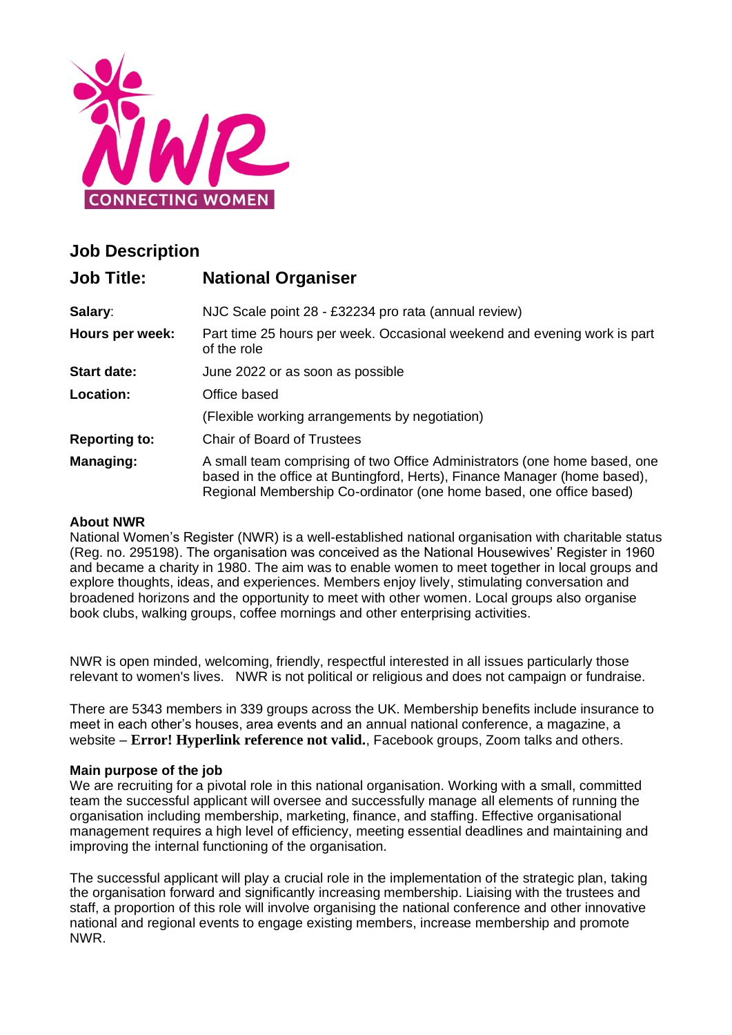## Job Description

| | |
|---|---|
| **Job Title:** | **National Organiser** |
| **Salary**: | NJC Scale point 28 - £32234 pro rata (annual review) |
| **Hours per week:** | Part time 25 hours per week. Occasional weekend and evening work is part of the role |
| **Start date:** | June 2022 or as soon as possible |
| **Location:** | Office based<br>(Flexible working arrangements by negotiation) |
| **Reporting to:** | Chair of Board of Trustees |
| **Managing:** | A small team comprising of two Office Administrators (one home based, one based in the office at Buntingford, Herts), Finance Manager (home based), Regional Membership Co-ordinator (one home based, one office based) |

**About NWR**

National Women's Register (NWR) is a well-established national organisation with charitable status (Reg. no. 295198). The organisation was conceived as the National Housewives' Register in 1960 and became a charity in 1980. The aim was to enable women to meet together in local groups and explore thoughts, ideas, and experiences. Members enjoy lively, stimulating conversation and broadened horizons and the opportunity to meet with other women. Local groups also organise book clubs, walking groups, coffee mornings and other enterprising activities.

NWR is open minded, welcoming, friendly, respectful interested in all issues particularly those relevant to women's lives. NWR is not political or religious and does not campaign or fundraise.

There are 5343 members in 339 groups across the UK. Membership benefits include insurance to meet in each other's houses, area events and an annual national conference, a magazine, a website – **Error! Hyperlink reference not valid.**, Facebook groups, Zoom talks and others.

**Main purpose of the job**

We are recruiting for a pivotal role in this national organisation. Working with a small, committed team the successful applicant will oversee and successfully manage all elements of running the organisation including membership, marketing, finance, and staffing. Effective organisational management requires a high level of efficiency, meeting essential deadlines and maintaining and improving the internal functioning of the organisation.

The successful applicant will play a crucial role in the implementation of the strategic plan, taking the organisation forward and significantly increasing membership. Liaising with the trustees and staff, a proportion of this role will involve organising the national conference and other innovative national and regional events to engage existing members, increase membership and promote NWR.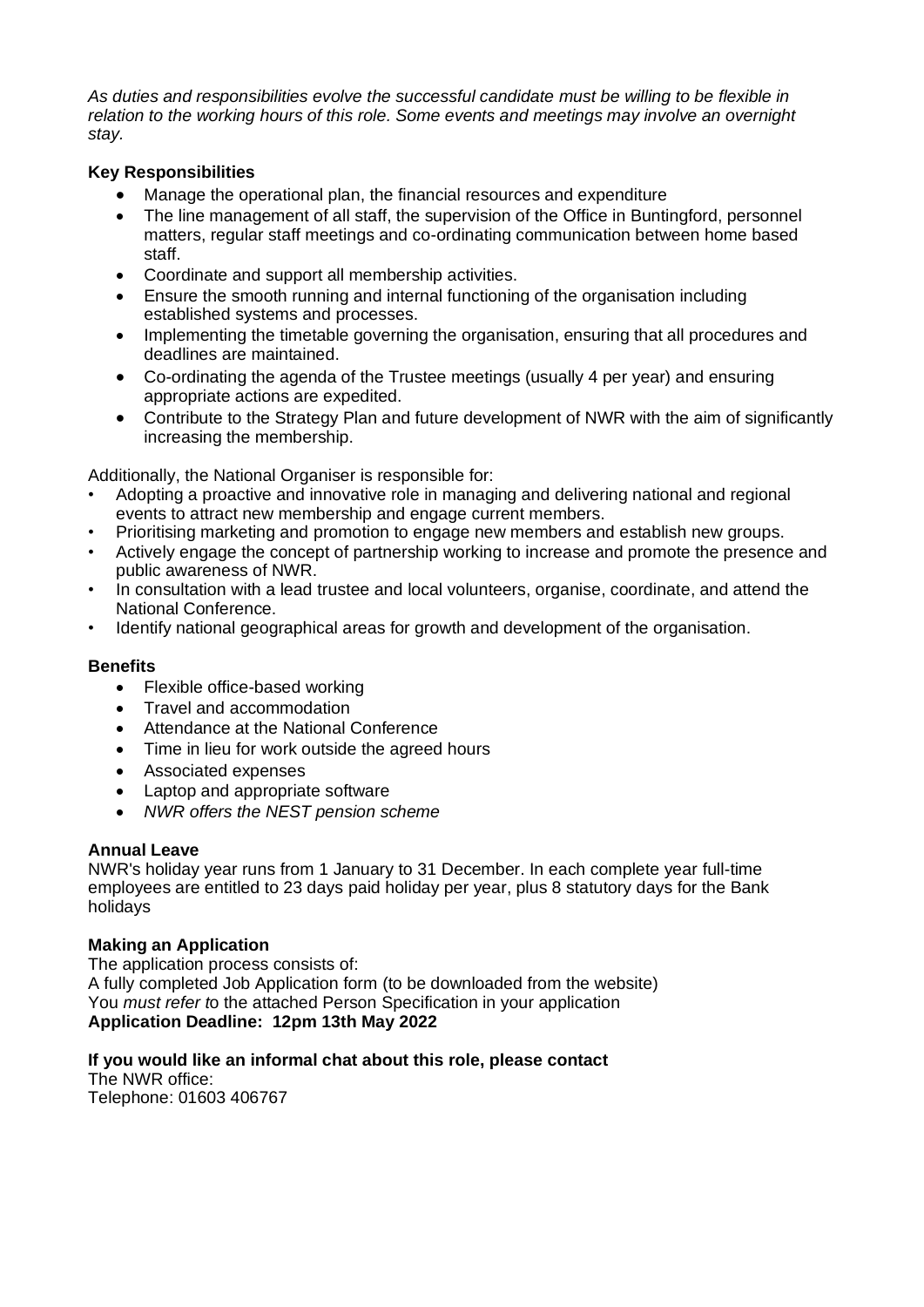*As duties and responsibilities evolve the successful candidate must be willing to be flexible in relation to the working hours of this role. Some events and meetings may involve an overnight stay.*

**Key Responsibilities**

- Manage the operational plan, the financial resources and expenditure
- The line management of all staff, the supervision of the Office in Buntingford, personnel matters, regular staff meetings and co-ordinating communication between home based staff.
- Coordinate and support all membership activities.
- Ensure the smooth running and internal functioning of the organisation including established systems and processes.
- Implementing the timetable governing the organisation, ensuring that all procedures and deadlines are maintained.
- Co-ordinating the agenda of the Trustee meetings (usually 4 per year) and ensuring appropriate actions are expedited.
- Contribute to the Strategy Plan and future development of NWR with the aim of significantly increasing the membership.

Additionally, the National Organiser is responsible for:

- Adopting a proactive and innovative role in managing and delivering national and regional events to attract new membership and engage current members.
- Prioritising marketing and promotion to engage new members and establish new groups.
- Actively engage the concept of partnership working to increase and promote the presence and public awareness of NWR.
- In consultation with a lead trustee and local volunteers, organise, coordinate, and attend the National Conference.
- Identify national geographical areas for growth and development of the organisation.

**Benefits**

- Flexible office-based working
- Travel and accommodation
- Attendance at the National Conference
- Time in lieu for work outside the agreed hours
- Associated expenses
- Laptop and appropriate software
- *NWR offers the NEST pension scheme*

**Annual Leave**

NWR's holiday year runs from 1 January to 31 December. In each complete year full-time employees are entitled to 23 days paid holiday per year, plus 8 statutory days for the Bank holidays

**Making an Application**

The application process consists of:
A fully completed Job Application form (to be downloaded from the website)
You *must refer t*o the attached Person Specification in your application
**Application Deadline: 12pm 13th May 2022**

**If you would like an informal chat about this role, please contact**
The NWR office:
Telephone: 01603 406767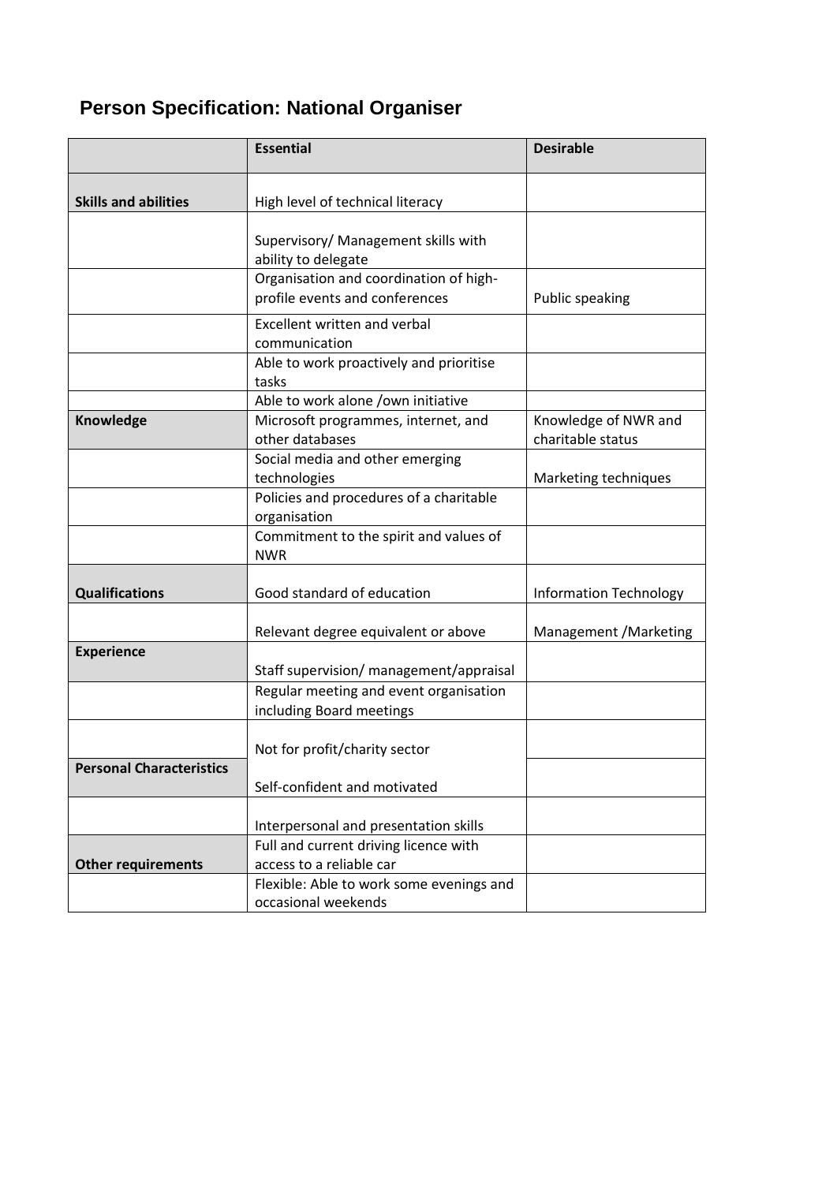# Person Specification: National Organiser

| | Essential | Desirable |
|---|---|---|
| **Skills and abilities** | High level of technical literacy | |
| | Supervisory/ Management skills with ability to delegate | |
| | Organisation and coordination of high-profile events and conferences | Public speaking |
| | Excellent written and verbal communication | |
| | Able to work proactively and prioritise tasks | |
| | Able to work alone /own initiative | |
| **Knowledge** | Microsoft programmes, internet, and other databases | Knowledge of NWR and charitable status |
| | Social media and other emerging technologies | Marketing techniques |
| | Policies and procedures of a charitable organisation | |
| | Commitment to the spirit and values of NWR | |
| **Qualifications** | Good standard of education | Information Technology |
| | Relevant degree equivalent or above | Management /Marketing |
| **Experience** | Staff supervision/ management/appraisal | |
| | Regular meeting and event organisation including Board meetings | |
| | Not for profit/charity sector | |
| **Personal Characteristics** | Self-confident and motivated | |
| | Interpersonal and presentation skills | |
| **Other requirements** | Full and current driving licence with access to a reliable car | |
| | Flexible: Able to work some evenings and occasional weekends | |